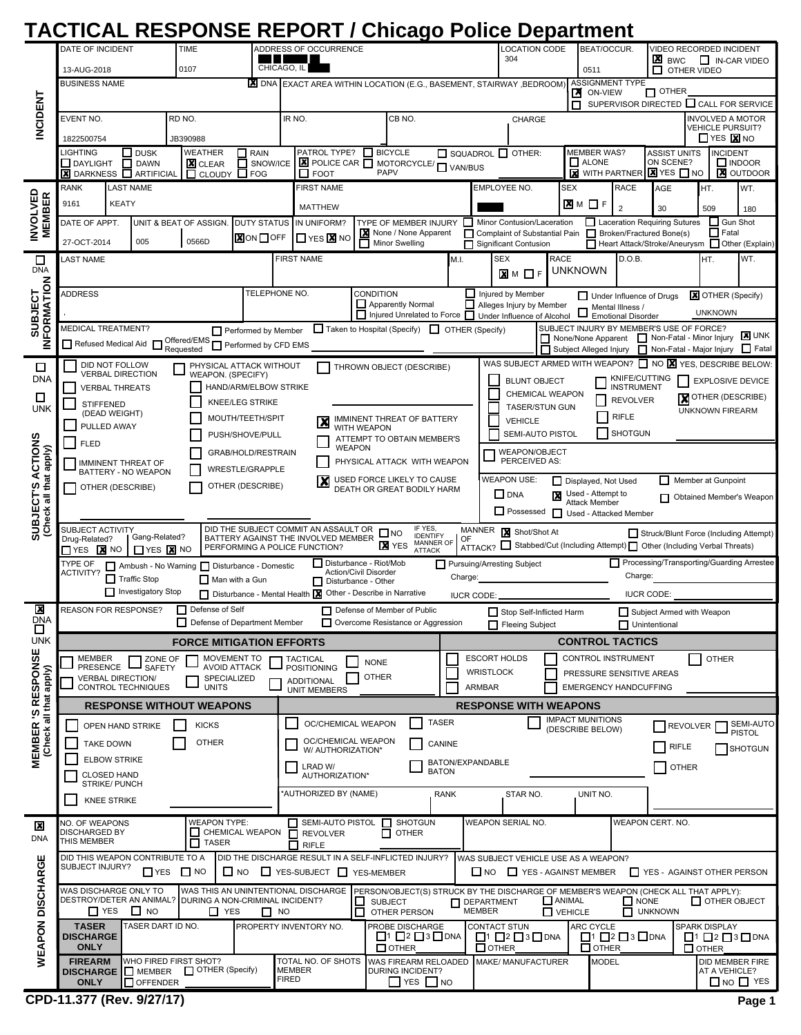# TACTICAL RESPONSE REPORT / Chicago Police Department

## INCIDENT

| DATE OF INCIDENT | TIME | ADDRESS OF OCCURRENCE | LOCATION CODE | BEAT/OCCUR. | VIDEO RECORDED INCIDENT |
|---|---|---|---|---|---|
| 13-AUG-2018 | 0107 | CHICAGO, IL | 304 | 0511 | [X] BWC [ ] IN-CAR VIDEO [ ] OTHER VIDEO |

| BUSINESS NAME | [X] DNA EXACT AREA WITHIN LOCATION (E.G., BASEMENT, STAIRWAY, BEDROOM) | ASSIGNMENT TYPE |
|---|---|---|
| | | [X] ON-VIEW [ ] OTHER [ ] SUPERVISOR DIRECTED [ ] CALL FOR SERVICE |

| EVENT NO. | RD NO. | IR NO. | CB NO. | CHARGE | INVOLVED A MOTOR VEHICLE PURSUIT? |
|---|---|---|---|---|---|
| 1822500754 | JB390988 | | | | [ ] YES [X] NO |

| LIGHTING | WEATHER | PATROL TYPE? | MEMBER WAS? | ASSIST UNITS ON SCENE? | INCIDENT |
|---|---|---|---|---|---|
| [ ] DAYLIGHT [ ] DUSK [ ] DAWN [X] DARKNESS [ ] ARTIFICIAL | [X] CLEAR [ ] CLOUDY [ ] RAIN [ ] SNOW/ICE [ ] FOG | [X] POLICE CAR [ ] FOOT [ ] BICYCLE [ ] MOTORCYCLE/PAPV [ ] SQUADROL [ ] VAN/BUS [ ] OTHER: | [ ] ALONE [X] WITH PARTNER | [X] YES [ ] NO | [ ] INDOOR [X] OUTDOOR |

## INVOLVED MEMBER

| RANK | LAST NAME | FIRST NAME | EMPLOYEE NO. | SEX | RACE | AGE | HT. | WT. |
|---|---|---|---|---|---|---|---|---|
| 9161 | KEATY | MATTHEW | | [X] M [ ] F | 2 | 30 | 509 | 180 |

| DATE OF APPT. | UNIT & BEAT OF ASSIGN. | | DUTY STATUS | IN UNIFORM? | TYPE OF MEMBER INJURY |
|---|---|---|---|---|---|
| 27-OCT-2014 | 005 | 0566D | [X] ON [ ] OFF | [ ] YES [X] NO | [X] None / None Apparent [ ] Minor Swelling [ ] Minor Contusion/Laceration [ ] Complaint of Substantial Pain [ ] Significant Contusion [ ] Laceration Requiring Sutures [ ] Broken/Fractured Bone(s) [ ] Heart Attack/Stroke/Aneurysm [ ] Gun Shot [ ] Fatal [ ] Other (Explain) |

## SUBJECT INFORMATION

[ ] DNA

| LAST NAME | FIRST NAME | M.I. | SEX | RACE | D.O.B. | HT. | WT. |
|---|---|---|---|---|---|---|---|
| | | | [X] M [ ] F | UNKNOWN | | | |

| ADDRESS | TELEPHONE NO. | CONDITION |
|---|---|---|
| , | | [ ] Apparently Normal [ ] Injured Unrelated to Force [ ] Injured by Member [ ] Alleges Injury by Member [ ] Under Influence of Alcohol [ ] Under Influence of Drugs [ ] Mental Illness / Emotional Disorder [X] OTHER (Specify) UNKNOWN |

| MEDICAL TREATMENT? | SUBJECT INJURY BY MEMBER'S USE OF FORCE? |
|---|---|
| [ ] Refused Medical Aid [ ] Offered/EMS Requested [ ] Performed by Member [ ] Performed by CFD EMS [ ] Taken to Hospital (Specify) [ ] OTHER (Specify) | [ ] None/None Apparent [ ] Subject Alleged Injury [ ] Non-Fatal - Minor Injury [ ] Non-Fatal - Major Injury [X] UNK [ ] Fatal |

## SUBJECT'S ACTIONS (Check all that apply)

[ ] DNA [ ] UNK

- [ ] DID NOT FOLLOW VERBAL DIRECTION
- [ ] VERBAL THREATS
- [ ] STIFFENED (DEAD WEIGHT)
- [ ] PULLED AWAY
- [ ] FLED
- [ ] IMMINENT THREAT OF BATTERY - NO WEAPON
- [ ] OTHER (DESCRIBE)
- [ ] PHYSICAL ATTACK WITHOUT WEAPON. (SPECIFY)
  - [ ] HAND/ARM/ELBOW STRIKE
  - [ ] KNEE/LEG STRIKE
  - [ ] MOUTH/TEETH/SPIT
  - [ ] PUSH/SHOVE/PULL
  - [ ] GRAB/HOLD/RESTRAIN
  - [ ] WRESTLE/GRAPPLE
  - [ ] OTHER (DESCRIBE)
- [ ] THROWN OBJECT (DESCRIBE)
- [X] IMMINENT THREAT OF BATTERY WITH WEAPON
- [ ] ATTEMPT TO OBTAIN MEMBER'S WEAPON
- [ ] PHYSICAL ATTACK WITH WEAPON
- [X] USED FORCE LIKELY TO CAUSE DEATH OR GREAT BODILY HARM

WAS SUBJECT ARMED WITH WEAPON? [ ] NO [X] YES, DESCRIBE BELOW:

- [ ] BLUNT OBJECT
- [ ] CHEMICAL WEAPON
- [ ] TASER/STUN GUN
- [ ] VEHICLE
- [ ] SEMI-AUTO PISTOL
- [ ] KNIFE/CUTTING INSTRUMENT
- [ ] REVOLVER
- [ ] RIFLE
- [ ] SHOTGUN
- [ ] EXPLOSIVE DEVICE
- [X] OTHER (DESCRIBE) UNKNOWN FIREARM
- [ ] WEAPON/OBJECT PERCEIVED AS:

WEAPON USE: [ ] DNA [ ] Possessed [ ] Displayed, Not Used [X] Used - Attempt to Attack Member [ ] Used - Attacked Member [ ] Member at Gunpoint [ ] Obtained Member's Weapon

| SUBJECT ACTIVITY | DID THE SUBJECT COMMIT AN ASSAULT OR BATTERY AGAINST THE INVOLVED MEMBER PERFORMING A POLICE FUNCTION? | MANNER OF ATTACK? |
|---|---|---|
| Drug-Related? [ ] YES [X] NO Gang-Related? [ ] YES [X] NO | [ ] NO [X] YES (IF YES, IDENTIFY MANNER OF ATTACK) | [X] Shot/Shot At [ ] Stabbed/Cut (Including Attempt) [ ] Struck/Blunt Force (Including Attempt) [ ] Other (Including Verbal Threats) |

TYPE OF ACTIVITY?
- [ ] Ambush - No Warning
- [ ] Traffic Stop
- [ ] Investigatory Stop
- [ ] Disturbance - Domestic
- [ ] Man with a Gun
- [ ] Disturbance - Mental Health
- [ ] Disturbance - Riot/Mob Action/Civil Disorder
- [ ] Disturbance - Other
- [X] Other - Describe in Narrative
- [ ] Pursuing/Arresting Subject Charge: IUCR CODE:
- [ ] Processing/Transporting/Guarding Arrestee Charge: IUCR CODE:

## MEMBER'S RESPONSE (Check all that apply)

[X] DNA [ ] UNK

REASON FOR RESPONSE?
- [ ] Defense of Self
- [ ] Defense of Department Member
- [ ] Defense of Member of Public
- [ ] Overcome Resistance or Aggression
- [ ] Stop Self-Inflicted Harm
- [ ] Fleeing Subject
- [ ] Subject Armed with Weapon
- [ ] Unintentional

### FORCE MITIGATION EFFORTS

- [ ] MEMBER PRESENCE
- [ ] VERBAL DIRECTION/ CONTROL TECHNIQUES
- [ ] ZONE OF SAFETY
- [ ] MOVEMENT TO AVOID ATTACK
- [ ] SPECIALIZED UNITS
- [ ] TACTICAL POSITIONING
- [ ] ADDITIONAL UNIT MEMBERS
- [ ] NONE
- [ ] OTHER

### CONTROL TACTICS

- [ ] ESCORT HOLDS
- [ ] WRISTLOCK
- [ ] ARMBAR
- [ ] CONTROL INSTRUMENT
- [ ] PRESSURE SENSITIVE AREAS
- [ ] EMERGENCY HANDCUFFING
- [ ] OTHER

### RESPONSE WITHOUT WEAPONS

- [ ] OPEN HAND STRIKE
- [ ] TAKE DOWN
- [ ] ELBOW STRIKE
- [ ] CLOSED HAND STRIKE/ PUNCH
- [ ] KNEE STRIKE
- [ ] KICKS
- [ ] OTHER

### RESPONSE WITH WEAPONS

- [ ] OC/CHEMICAL WEAPON
- [ ] OC/CHEMICAL WEAPON W/ AUTHORIZATION*
- [ ] LRAD W/ AUTHORIZATION*
- [ ] TASER
- [ ] CANINE
- [ ] BATON/EXPANDABLE BATON
- [ ] IMPACT MUNITIONS (DESCRIBE BELOW)
- [ ] REVOLVER
- [ ] SEMI-AUTO PISTOL
- [ ] RIFLE
- [ ] SHOTGUN
- [ ] OTHER

| *AUTHORIZED BY (NAME) | RANK | STAR NO. | UNIT NO. |
|---|---|---|---|
| | | | |

## WEAPON DISCHARGE

[X] DNA

| NO. OF WEAPONS DISCHARGED BY THIS MEMBER | WEAPON TYPE: | WEAPON SERIAL NO. | WEAPON CERT. NO. |
|---|---|---|---|
| | [ ] CHEMICAL WEAPON [ ] TASER [ ] SEMI-AUTO PISTOL [ ] REVOLVER [ ] RIFLE [ ] SHOTGUN [ ] OTHER | | |

| DID THIS WEAPON CONTRIBUTE TO A SUBJECT INJURY? | DID THE DISCHARGE RESULT IN A SELF-INFLICTED INJURY? | WAS SUBJECT VEHICLE USE AS A WEAPON? |
|---|---|---|
| [ ] YES [ ] NO | [ ] NO [ ] YES-SUBJECT [ ] YES-MEMBER | [ ] NO [ ] YES - AGAINST MEMBER [ ] YES - AGAINST OTHER PERSON |

| WAS DISCHARGE ONLY TO DESTROY/DETER AN ANIMAL? | WAS THIS AN UNINTENTIONAL DISCHARGE DURING A NON-CRIMINAL INCIDENT? | PERSON/OBJECT(S) STRUCK BY THE DISCHARGE OF MEMBER'S WEAPON (CHECK ALL THAT APPLY): |
|---|---|---|
| [ ] YES [ ] NO | [ ] YES [ ] NO | [ ] SUBJECT [ ] OTHER PERSON [ ] DEPARTMENT MEMBER [ ] ANIMAL [ ] VEHICLE [ ] NONE [ ] UNKNOWN [ ] OTHER OBJECT |

| TASER DISCHARGE ONLY | TASER DART ID NO. | PROPERTY INVENTORY NO. | PROBE DISCHARGE | CONTACT STUN | ARC CYCLE | SPARK DISPLAY |
|---|---|---|---|---|---|---|
| | | | [ ]1 [ ]2 [ ]3 [ ]DNA [ ]OTHER | [ ]1 [ ]2 [ ]3 [ ]DNA [ ]OTHER | [ ]1 [ ]2 [ ]3 [ ]DNA [ ]OTHER | [ ]1 [ ]2 [ ]3 [ ]DNA [ ]OTHER |

| FIREARM DISCHARGE ONLY | WHO FIRED FIRST SHOT? | TOTAL NO. OF SHOTS MEMBER FIRED | WAS FIREARM RELOADED DURING INCIDENT? | MAKE/ MANUFACTURER | MODEL | DID MEMBER FIRE AT A VEHICLE? |
|---|---|---|---|---|---|---|
| | [ ] MEMBER [ ] OFFENDER [ ] OTHER (Specify) | | [ ] YES [ ] NO | | | [ ] NO [ ] YES |

CPD-11.377 (Rev. 9/27/17)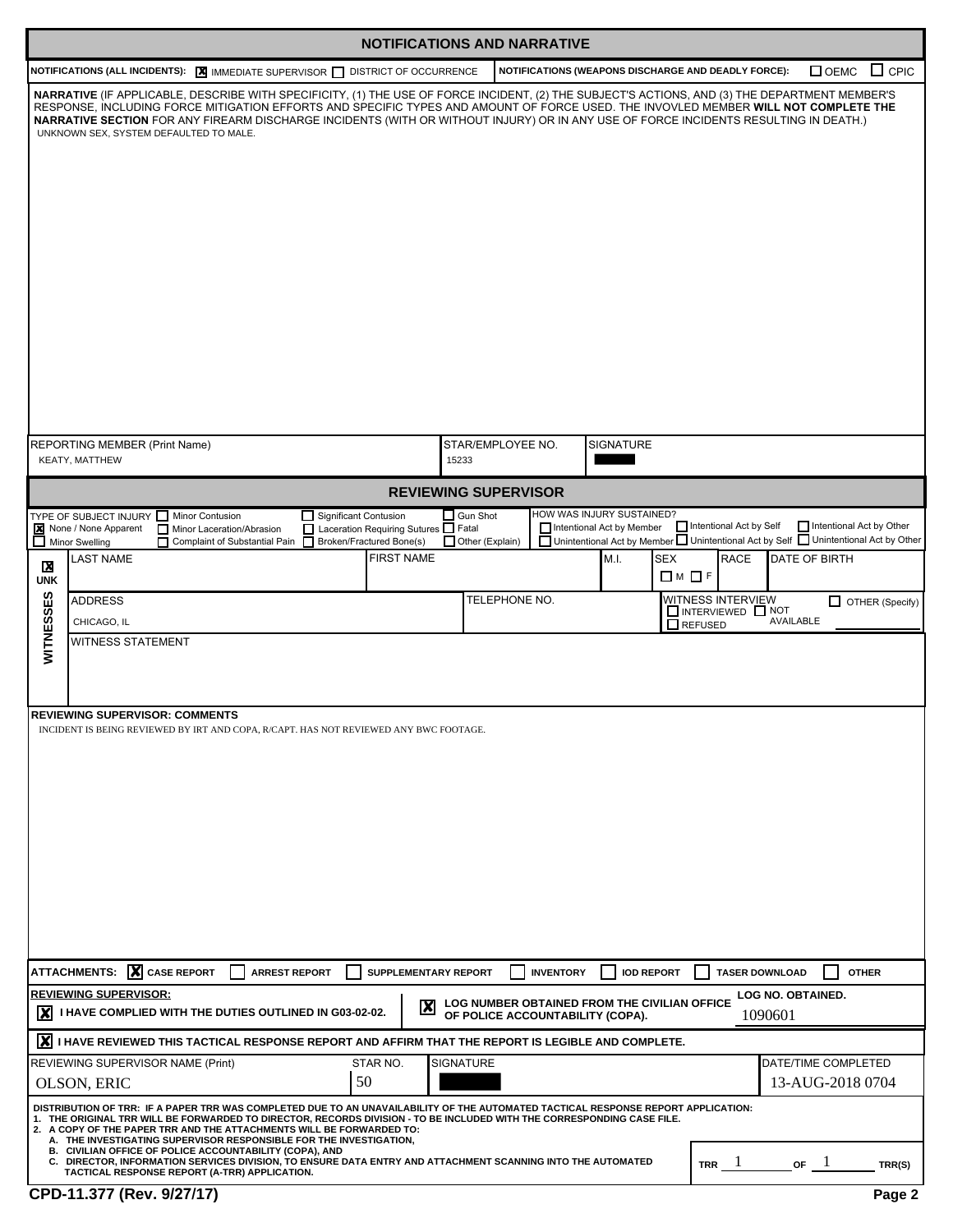## NOTIFICATIONS AND NARRATIVE

**NOTIFICATIONS (ALL INCIDENTS):** [X] IMMEDIATE SUPERVISOR [ ] DISTRICT OF OCCURRENCE

**NOTIFICATIONS (WEAPONS DISCHARGE AND DEADLY FORCE):** [ ] OEMC [ ] CPIC

**NARRATIVE** (IF APPLICABLE, DESCRIBE WITH SPECIFICITY, (1) THE USE OF FORCE INCIDENT, (2) THE SUBJECT'S ACTIONS, AND (3) THE DEPARTMENT MEMBER'S RESPONSE, INCLUDING FORCE MITIGATION EFFORTS AND SPECIFIC TYPES AND AMOUNT OF FORCE USED. THE INVOVLED MEMBER **WILL NOT COMPLETE THE NARRATIVE SECTION** FOR ANY FIREARM DISCHARGE INCIDENTS (WITH OR WITHOUT INJURY) OR IN ANY USE OF FORCE INCIDENTS RESULTING IN DEATH.)

UNKNOWN SEX, SYSTEM DEFAULTED TO MALE.

| REPORTING MEMBER (Print Name) | STAR/EMPLOYEE NO. | SIGNATURE |
|---|---|---|
| KEATY, MATTHEW | 15233 | [REDACTED] |

## REVIEWING SUPERVISOR

**TYPE OF SUBJECT INJURY:** [X] None / None Apparent [ ] Minor Swelling [ ] Minor Contusion [ ] Minor Laceration/Abrasion [ ] Complaint of Substantial Pain [ ] Significant Contusion [ ] Laceration Requiring Sutures [ ] Broken/Fractured Bone(s) [ ] Gun Shot [ ] Fatal [ ] Other (Explain)

**HOW WAS INJURY SUSTAINED?** [ ] Intentional Act by Member [ ] Unintentional Act by Member [ ] Intentional Act by Self [ ] Unintentional Act by Self [ ] Intentional Act by Other [ ] Unintentional Act by Other

**WITNESSES**

[X] UNK

| LAST NAME | FIRST NAME | M.I. | SEX | RACE | DATE OF BIRTH |
|---|---|---|---|---|---|
| | | | [ ] M [ ] F | | |

| ADDRESS | TELEPHONE NO. | WITNESS INTERVIEW | OTHER (Specify) |
|---|---|---|---|
| CHICAGO, IL | | [ ] INTERVIEWED [ ] NOT AVAILABLE [ ] REFUSED | [ ] |

WITNESS STATEMENT

**REVIEWING SUPERVISOR: COMMENTS**

INCIDENT IS BEING REVIEWED BY IRT AND COPA, R/CAPT. HAS NOT REVIEWED ANY BWC FOOTAGE.

**ATTACHMENTS:** [X] CASE REPORT [ ] ARREST REPORT [ ] SUPPLEMENTARY REPORT [ ] INVENTORY [ ] IOD REPORT [ ] TASER DOWNLOAD [ ] OTHER

**REVIEWING SUPERVISOR:**

[X] I HAVE COMPLIED WITH THE DUTIES OUTLINED IN G03-02-02.

[X] LOG NUMBER OBTAINED FROM THE CIVILIAN OFFICE OF POLICE ACCOUNTABILITY (COPA).

LOG NO. OBTAINED. 1090601

[X] I HAVE REVIEWED THIS TACTICAL RESPONSE REPORT AND AFFIRM THAT THE REPORT IS LEGIBLE AND COMPLETE.

| REVIEWING SUPERVISOR NAME (Print) | STAR NO. | SIGNATURE | DATE/TIME COMPLETED |
|---|---|---|---|
| OLSON, ERIC | 50 | [REDACTED] | 13-AUG-2018 0704 |

**DISTRIBUTION OF TRR: IF A PAPER TRR WAS COMPLETED DUE TO AN UNAVAILABILITY OF THE AUTOMATED TACTICAL RESPONSE REPORT APPLICATION:**

1. THE ORIGINAL TRR WILL BE FORWARDED TO DIRECTOR, RECORDS DIVISION - TO BE INCLUDED WITH THE CORRESPONDING CASE FILE.
2. A COPY OF THE PAPER TRR AND THE ATTACHMENTS WILL BE FORWARDED TO:
   - A. THE INVESTIGATING SUPERVISOR RESPONSIBLE FOR THE INVESTIGATION,
   - B. CIVILIAN OFFICE OF POLICE ACCOUNTABILITY (COPA), AND
   - C. DIRECTOR, INFORMATION SERVICES DIVISION, TO ENSURE DATA ENTRY AND ATTACHMENT SCANNING INTO THE AUTOMATED TACTICAL RESPONSE REPORT (A-TRR) APPLICATION.

TRR 1 OF 1 TRR(S)

CPD-11.377 (Rev. 9/27/17)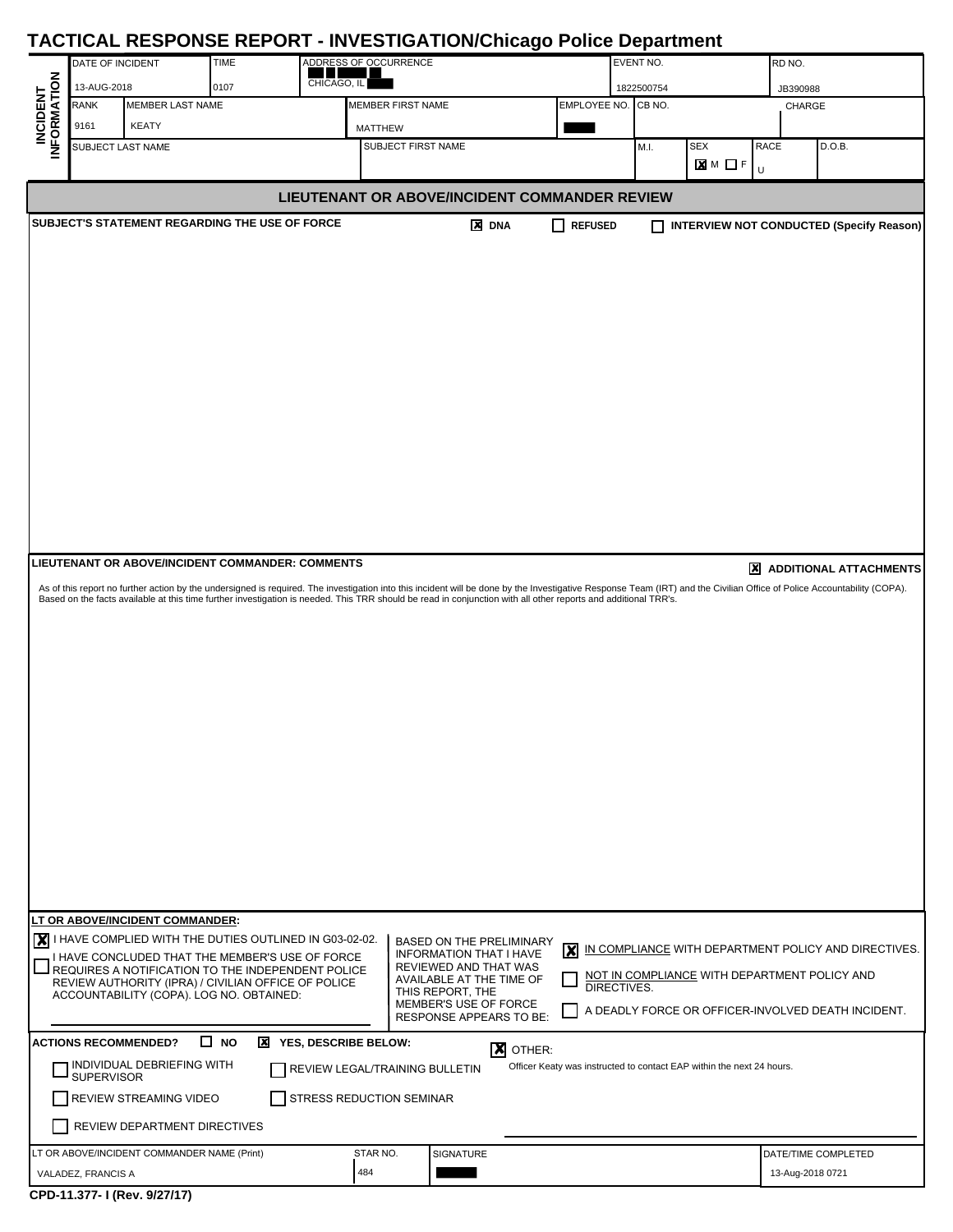# TACTICAL RESPONSE REPORT - INVESTIGATION/Chicago Police Department

**INCIDENT INFORMATION**

| DATE OF INCIDENT | TIME | ADDRESS OF OCCURRENCE | EVENT NO. | RD NO. |
|---|---|---|---|---|
| 13-AUG-2018 | 0107 | CHICAGO, IL | 1822500754 | JB390988 |

| RANK | MEMBER LAST NAME | MEMBER FIRST NAME | EMPLOYEE NO. | CB NO. | CHARGE |
|---|---|---|---|---|---|
| 9161 | KEATY | MATTHEW | | | |

| SUBJECT LAST NAME | SUBJECT FIRST NAME | M.I. | SEX | RACE | D.O.B. |
|---|---|---|---|---|---|
| | | | [X] M [ ] F | U | |

## LIEUTENANT OR ABOVE/INCIDENT COMMANDER REVIEW

**SUBJECT'S STATEMENT REGARDING THE USE OF FORCE** [X] DNA [ ] REFUSED [ ] INTERVIEW NOT CONDUCTED (Specify Reason)

**LIEUTENANT OR ABOVE/INCIDENT COMMANDER: COMMENTS** [X] ADDITIONAL ATTACHMENTS

As of this report no further action by the undersigned is required. The investigation into this incident will be done by the Investigative Response Team (IRT) and the Civilian Office of Police Accountability (COPA). Based on the facts available at this time further investigation is needed. This TRR should be read in conjunction with all other reports and additional TRR's.

**LT OR ABOVE/INCIDENT COMMANDER:**

[X] I HAVE COMPLIED WITH THE DUTIES OUTLINED IN G03-02-02.

[ ] I HAVE CONCLUDED THAT THE MEMBER'S USE OF FORCE REQUIRES A NOTIFICATION TO THE INDEPENDENT POLICE REVIEW AUTHORITY (IPRA) / CIVILIAN OFFICE OF POLICE ACCOUNTABILITY (COPA). LOG NO. OBTAINED:

BASED ON THE PRELIMINARY INFORMATION THAT I HAVE REVIEWED AND THAT WAS AVAILABLE AT THE TIME OF THIS REPORT, THE MEMBER'S USE OF FORCE RESPONSE APPEARS TO BE:

[X] IN COMPLIANCE WITH DEPARTMENT POLICY AND DIRECTIVES.

[ ] NOT IN COMPLIANCE WITH DEPARTMENT POLICY AND DIRECTIVES.

[ ] A DEADLY FORCE OR OFFICER-INVOLVED DEATH INCIDENT.

**ACTIONS RECOMMENDED?** [ ] NO [X] YES, DESCRIBE BELOW:

[ ] INDIVIDUAL DEBRIEFING WITH SUPERVISOR

[ ] REVIEW LEGAL/TRAINING BULLETIN

[X] OTHER: Officer Keaty was instructed to contact EAP within the next 24 hours.

[ ] REVIEW STREAMING VIDEO

[ ] STRESS REDUCTION SEMINAR

[ ] REVIEW DEPARTMENT DIRECTIVES

| LT OR ABOVE/INCIDENT COMMANDER NAME (Print) | STAR NO. | SIGNATURE | DATE/TIME COMPLETED |
|---|---|---|---|
| VALADEZ, FRANCIS A | 484 | | 13-Aug-2018 0721 |

CPD-11.377- I (Rev. 9/27/17)